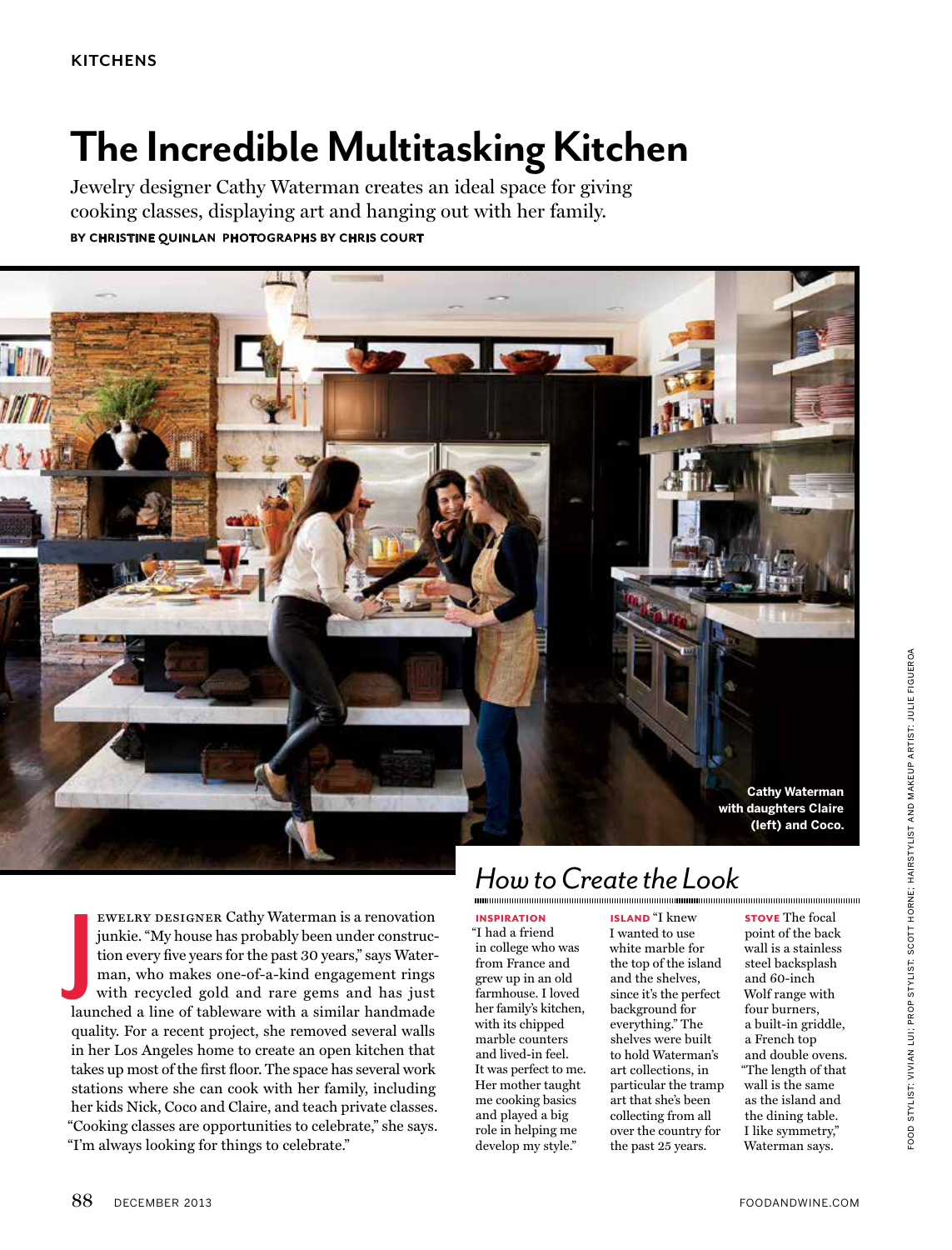KITCHENS

# The Incredible Multitasking Kitchen

Jewelry designer Cathy Waterman creates an ideal space for giving cooking classes, displaying art and hanging out with her family.

BY CHRISTINE QUINLAN PHOTOGRAPHS BY CHRIS COURT

Cathy Waterman with daughters Claire (left) and Coco.

JEWELRY DESIGNER Cathy Waterman is a renovation junkie. "My house has probably been under construction every five years for the past 30 years," says Waterman, who makes one-of-a-kind engagement rings with recycled gold and rare gems and has just launched a line of tableware with a similar handmade quality. For a recent project, she removed several walls in her Los Angeles home to create an open kitchen that takes up most of the first floor. The space has several work stations where she can cook with her family, including her kids Nick, Coco and Claire, and teach private classes. "Cooking classes are opportunities to celebrate," she says. "I'm always looking for things to celebrate."

## How to Create the Look

**INSPIRATION** "I had a friend in college who was from France and grew up in an old farmhouse. I loved her family's kitchen, with its chipped marble counters and lived-in feel. It was perfect to me. Her mother taught me cooking basics and played a big role in helping me develop my style."

**ISLAND** "I knew I wanted to use white marble for the top of the island and the shelves, since it's the perfect background for everything." The shelves were built to hold Waterman's art collections, in particular the tramp art that she's been collecting from all over the country for the past 25 years.

**STOVE** The focal point of the back wall is a stainless steel backsplash and 60-inch Wolf range with four burners, a built-in griddle, a French top and double ovens. "The length of that wall is the same as the island and the dining table. I like symmetry," Waterman says.

FOOD STYLIST: VIVIAN LUI; PROP STYLIST: SCOTT HORNE; HAIRSTYLIST AND MAKEUP ARTIST: JULIE FIGUEROA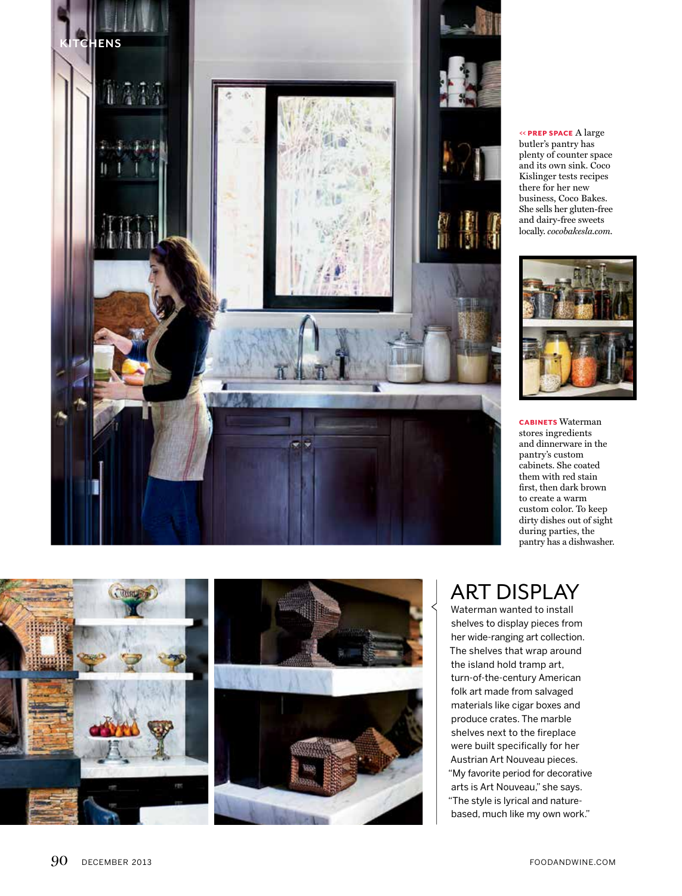**PREP SPACE** A large butler's pantry has plenty of counter space and its own sink. Coco Kislinger tests recipes there for her new business, Coco Bakes. She sells her gluten-free and dairy-free sweets locally. *cocobakesla.com.*

**CABINETS** Waterman stores ingredients and dinnerware in the pantry's custom cabinets. She coated them with red stain first, then dark brown to create a warm custom color. To keep dirty dishes out of sight during parties, the pantry has a dishwasher.

## ART DISPLAY

Waterman wanted to install shelves to display pieces from her wide-ranging art collection. The shelves that wrap around the island hold tramp art, turn-of-the-century American folk art made from salvaged materials like cigar boxes and produce crates. The marble shelves next to the fireplace were built specifically for her Austrian Art Nouveau pieces. "My favorite period for decorative arts is Art Nouveau," she says. "The style is lyrical and nature-based, much like my own work."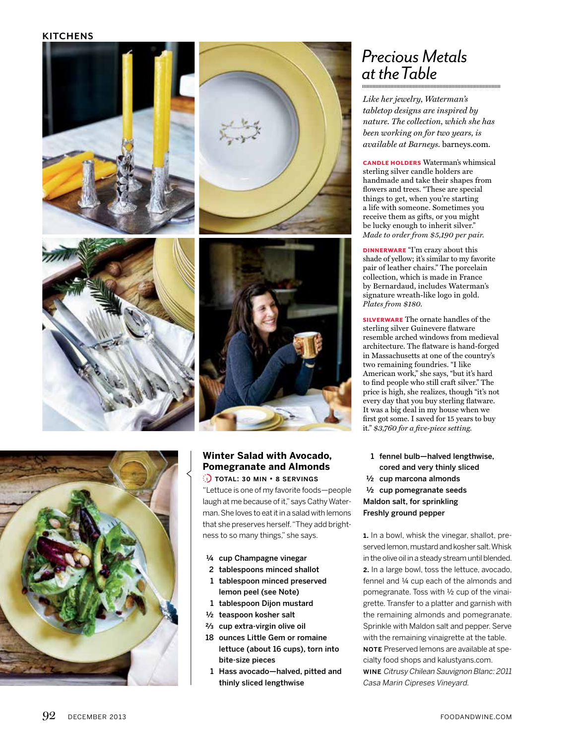KITCHENS

## Precious Metals at the Table

*Like her jewelry, Waterman's tabletop designs are inspired by nature. The collection, which she has been working on for two years, is available at Barneys.* barneys.com.

**CANDLE HOLDERS** Waterman's whimsical sterling silver candle holders are handmade and take their shapes from flowers and trees. "These are special things to get, when you're starting a life with someone. Sometimes you receive them as gifts, or you might be lucky enough to inherit silver." *Made to order from $5,190 per pair.*

**DINNERWARE** "I'm crazy about this shade of yellow; it's similar to my favorite pair of leather chairs." The porcelain collection, which is made in France by Bernardaud, includes Waterman's signature wreath-like logo in gold. *Plates from $180.*

**SILVERWARE** The ornate handles of the sterling silver Guinevere flatware resemble arched windows from medieval architecture. The flatware is hand-forged in Massachusetts at one of the country's two remaining foundries. "I like American work," she says, "but it's hard to find people who still craft silver." The price is high, she realizes, though "it's not every day that you buy sterling flatware. It was a big deal in my house when we first got some. I saved for 15 years to buy it." *$3,760 for a five-piece setting.*

### Winter Salad with Avocado, Pomegranate and Almonds

**TOTAL: 30 MIN • 8 SERVINGS**

"Lettuce is one of my favorite foods—people laugh at me because of it," says Cathy Waterman. She loves to eat it in a salad with lemons that she preserves herself. "They add brightness to so many things," she says.

- **¼ cup Champagne vinegar**
- **2 tablespoons minced shallot**
- **1 tablespoon minced preserved lemon peel (see Note)**
- **1 tablespoon Dijon mustard**
- **½ teaspoon kosher salt**
- **⅔ cup extra-virgin olive oil**
- **18 ounces Little Gem or romaine lettuce (about 16 cups), torn into bite-size pieces**
- **1 Hass avocado—halved, pitted and thinly sliced lengthwise**
- **1 fennel bulb—halved lengthwise, cored and very thinly sliced**
- **½ cup marcona almonds**
- **½ cup pomegranate seeds**
- **Maldon salt, for sprinkling**
- **Freshly ground pepper**

**1.** In a bowl, whisk the vinegar, shallot, preserved lemon, mustard and kosher salt. Whisk in the olive oil in a steady stream until blended.

**2.** In a large bowl, toss the lettuce, avocado, fennel and ¼ cup each of the almonds and pomegranate. Toss with ½ cup of the vinaigrette. Transfer to a platter and garnish with the remaining almonds and pomegranate. Sprinkle with Maldon salt and pepper. Serve with the remaining vinaigrette at the table.

**NOTE** Preserved lemons are available at specialty food shops and kalustyans.com.

**WINE** *Citrusy Chilean Sauvignon Blanc: 2011 Casa Marin Cipreses Vineyard.*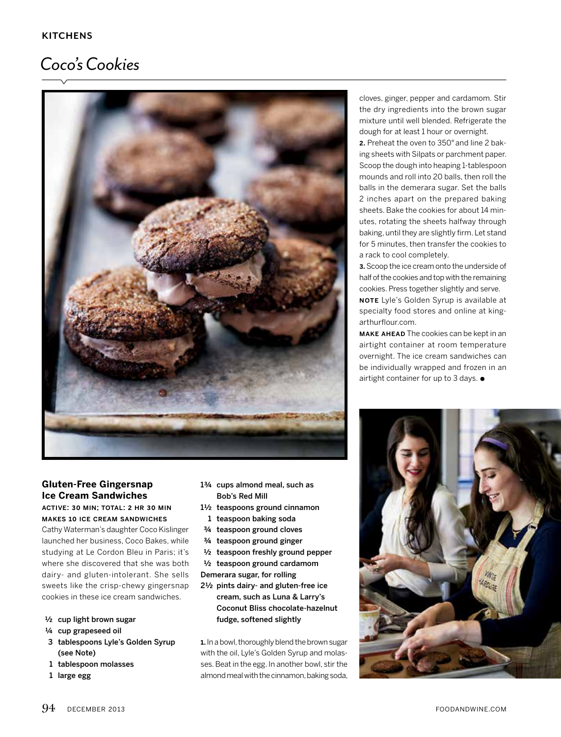KITCHENS

# *Coco's Cookies*

### Gluten-Free Gingersnap Ice Cream Sandwiches

**ACTIVE: 30 MIN; TOTAL: 2 HR 30 MIN**
**MAKES 10 ICE CREAM SANDWICHES**

Cathy Waterman's daughter Coco Kislinger launched her business, Coco Bakes, while studying at Le Cordon Bleu in Paris; it's where she discovered that she was both dairy- and gluten-intolerant. She sells sweets like the crisp-chewy gingersnap cookies in these ice cream sandwiches.

- **½ cup light brown sugar**
- **¼ cup grapeseed oil**
- **3 tablespoons Lyle's Golden Syrup (see Note)**
- **1 tablespoon molasses**
- **1 large egg**
- **1¾ cups almond meal, such as Bob's Red Mill**
- **1½ teaspoons ground cinnamon**
- **1 teaspoon baking soda**
- **¾ teaspoon ground cloves**
- **¾ teaspoon ground ginger**
- **½ teaspoon freshly ground pepper**
- **½ teaspoon ground cardamom**
- **Demerara sugar, for rolling**
- **2½ pints dairy- and gluten-free ice cream, such as Luna & Larry's Coconut Bliss chocolate-hazelnut fudge, softened slightly**

**1.** In a bowl, thoroughly blend the brown sugar with the oil, Lyle's Golden Syrup and molasses. Beat in the egg. In another bowl, stir the almond meal with the cinnamon, baking soda, cloves, ginger, pepper and cardamom. Stir the dry ingredients into the brown sugar mixture until well blended. Refrigerate the dough for at least 1 hour or overnight.

**2.** Preheat the oven to 350° and line 2 baking sheets with Silpats or parchment paper. Scoop the dough into heaping 1-tablespoon mounds and roll into 20 balls, then roll the balls in the demerara sugar. Set the balls 2 inches apart on the prepared baking sheets. Bake the cookies for about 14 minutes, rotating the sheets halfway through baking, until they are slightly firm. Let stand for 5 minutes, then transfer the cookies to a rack to cool completely.

**3.** Scoop the ice cream onto the underside of half of the cookies and top with the remaining cookies. Press together slightly and serve.

**NOTE** Lyle's Golden Syrup is available at specialty food stores and online at kingarthurflour.com.

**MAKE AHEAD** The cookies can be kept in an airtight container at room temperature overnight. The ice cream sandwiches can be individually wrapped and frozen in an airtight container for up to 3 days. ●